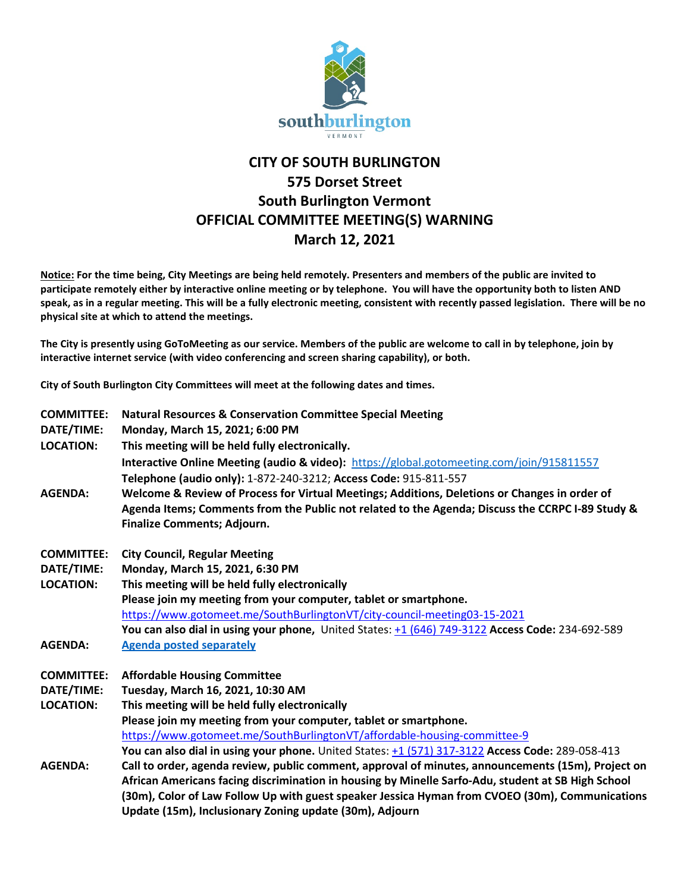# CITY OF SOUTH BURLINGTON
## 575 Dorset Street
## South Burlington Vermont
## OFFICIAL COMMITTEE MEETING(S) WARNING
## March 12, 2021

**Notice: For the time being, City Meetings are being held remotely. Presenters and members of the public are invited to participate remotely either by interactive online meeting or by telephone. You will have the opportunity both to listen AND speak, as in a regular meeting. This will be a fully electronic meeting, consistent with recently passed legislation. There will be no physical site at which to attend the meetings.**

**The City is presently using GoToMeeting as our service. Members of the public are welcome to call in by telephone, join by interactive internet service (with video conferencing and screen sharing capability), or both.**

**City of South Burlington City Committees will meet at the following dates and times.**

**COMMITTEE:** **Natural Resources & Conservation Committee Special Meeting**
**DATE/TIME:** **Monday, March 15, 2021; 6:00 PM**
**LOCATION:** **This meeting will be held fully electronically.**
**Interactive Online Meeting (audio & video):** https://global.gotomeeting.com/join/915811557
**Telephone (audio only):** 1-872-240-3212; **Access Code:** 915-811-557
**AGENDA:** **Welcome & Review of Process for Virtual Meetings; Additions, Deletions or Changes in order of Agenda Items; Comments from the Public not related to the Agenda; Discuss the CCRPC I-89 Study & Finalize Comments; Adjourn.**

**COMMITTEE:** **City Council, Regular Meeting**
**DATE/TIME:** **Monday, March 15, 2021, 6:30 PM**
**LOCATION:** **This meeting will be held fully electronically**
**Please join my meeting from your computer, tablet or smartphone.**
https://www.gotomeet.me/SouthBurlingtonVT/city-council-meeting03-15-2021
**You can also dial in using your phone,** United States: +1 (646) 749-3122 **Access Code:** 234-692-589
**AGENDA:** **Agenda posted separately**

**COMMITTEE:** **Affordable Housing Committee**
**DATE/TIME:** **Tuesday, March 16, 2021, 10:30 AM**
**LOCATION:** **This meeting will be held fully electronically**
**Please join my meeting from your computer, tablet or smartphone.**
https://www.gotomeet.me/SouthBurlingtonVT/affordable-housing-committee-9
**You can also dial in using your phone.** United States: +1 (571) 317-3122 **Access Code:** 289-058-413
**AGENDA:** **Call to order, agenda review, public comment, approval of minutes, announcements (15m), Project on African Americans facing discrimination in housing by Minelle Sarfo-Adu, student at SB High School (30m), Color of Law Follow Up with guest speaker Jessica Hyman from CVOEO (30m), Communications Update (15m), Inclusionary Zoning update (30m), Adjourn**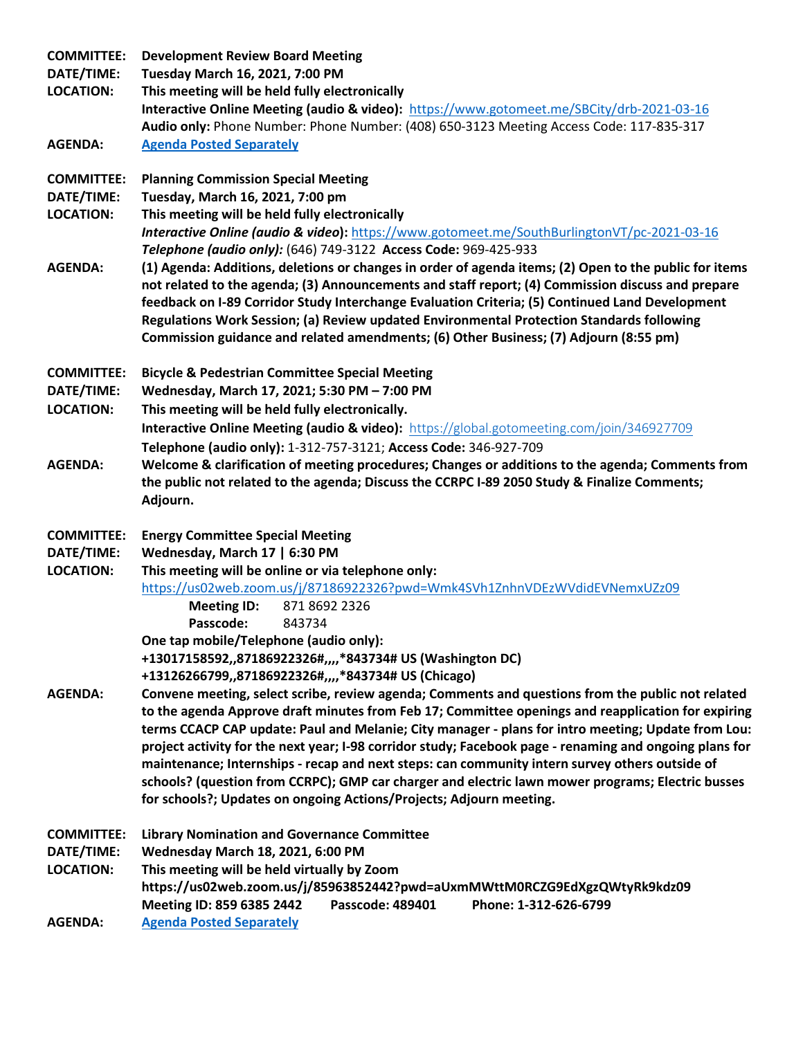**COMMITTEE:** **Development Review Board Meeting**
**DATE/TIME:** **Tuesday March 16, 2021, 7:00 PM**
**LOCATION:** **This meeting will be held fully electronically**
**Interactive Online Meeting (audio & video):** https://www.gotomeet.me/SBCity/drb-2021-03-16
**Audio only:** Phone Number: Phone Number: (408) 650-3123 Meeting Access Code: 117-835-317
**AGENDA:** **Agenda Posted Separately**

**COMMITTEE:** **Planning Commission Special Meeting**
**DATE/TIME:** **Tuesday, March 16, 2021, 7:00 pm**
**LOCATION:** **This meeting will be held fully electronically**
***Interactive Online (audio & video)*:** https://www.gotomeet.me/SouthBurlingtonVT/pc-2021-03-16
***Telephone (audio only):*** (646) 749-3122 **Access Code:** 969-425-933
**AGENDA:** **(1) Agenda: Additions, deletions or changes in order of agenda items; (2) Open to the public for items not related to the agenda; (3) Announcements and staff report; (4) Commission discuss and prepare feedback on I-89 Corridor Study Interchange Evaluation Criteria; (5) Continued Land Development Regulations Work Session; (a) Review updated Environmental Protection Standards following Commission guidance and related amendments; (6) Other Business; (7) Adjourn (8:55 pm)**

**COMMITTEE:** **Bicycle & Pedestrian Committee Special Meeting**
**DATE/TIME:** **Wednesday, March 17, 2021; 5:30 PM – 7:00 PM**
**LOCATION:** **This meeting will be held fully electronically.**
**Interactive Online Meeting (audio & video):** https://global.gotomeeting.com/join/346927709
**Telephone (audio only):** 1-312-757-3121; **Access Code:** 346-927-709
**AGENDA:** **Welcome & clarification of meeting procedures; Changes or additions to the agenda; Comments from the public not related to the agenda; Discuss the CCRPC I-89 2050 Study & Finalize Comments; Adjourn.**

**COMMITTEE:** **Energy Committee Special Meeting**
**DATE/TIME:** **Wednesday, March 17 | 6:30 PM**
**LOCATION:** **This meeting will be online or via telephone only:**
https://us02web.zoom.us/j/87186922326?pwd=Wmk4SVh1ZnhnVDEzWVdidEVNemxUZz09
**Meeting ID:** 871 8692 2326
**Passcode:** 843734
**One tap mobile/Telephone (audio only):**
**+13017158592,,87186922326#,,,,*843734# US (Washington DC)**
**+13126266799,,87186922326#,,,,*843734# US (Chicago)**
**AGENDA:** **Convene meeting, select scribe, review agenda; Comments and questions from the public not related to the agenda Approve draft minutes from Feb 17; Committee openings and reapplication for expiring terms CCACP CAP update: Paul and Melanie; City manager - plans for intro meeting; Update from Lou: project activity for the next year; I-98 corridor study; Facebook page - renaming and ongoing plans for maintenance; Internships - recap and next steps: can community intern survey others outside of schools? (question from CCRPC); GMP car charger and electric lawn mower programs; Electric busses for schools?; Updates on ongoing Actions/Projects; Adjourn meeting.**

**COMMITTEE:** **Library Nomination and Governance Committee**
**DATE/TIME:** **Wednesday March 18, 2021, 6:00 PM**
**LOCATION:** **This meeting will be held virtually by Zoom**
**https://us02web.zoom.us/j/85963852442?pwd=aUxmMWttM0RCZG9EdXgzQWtyRk9kdz09**
**Meeting ID: 859 6385 2442** **Passcode: 489401** **Phone: 1-312-626-6799**
**AGENDA:** **Agenda Posted Separately**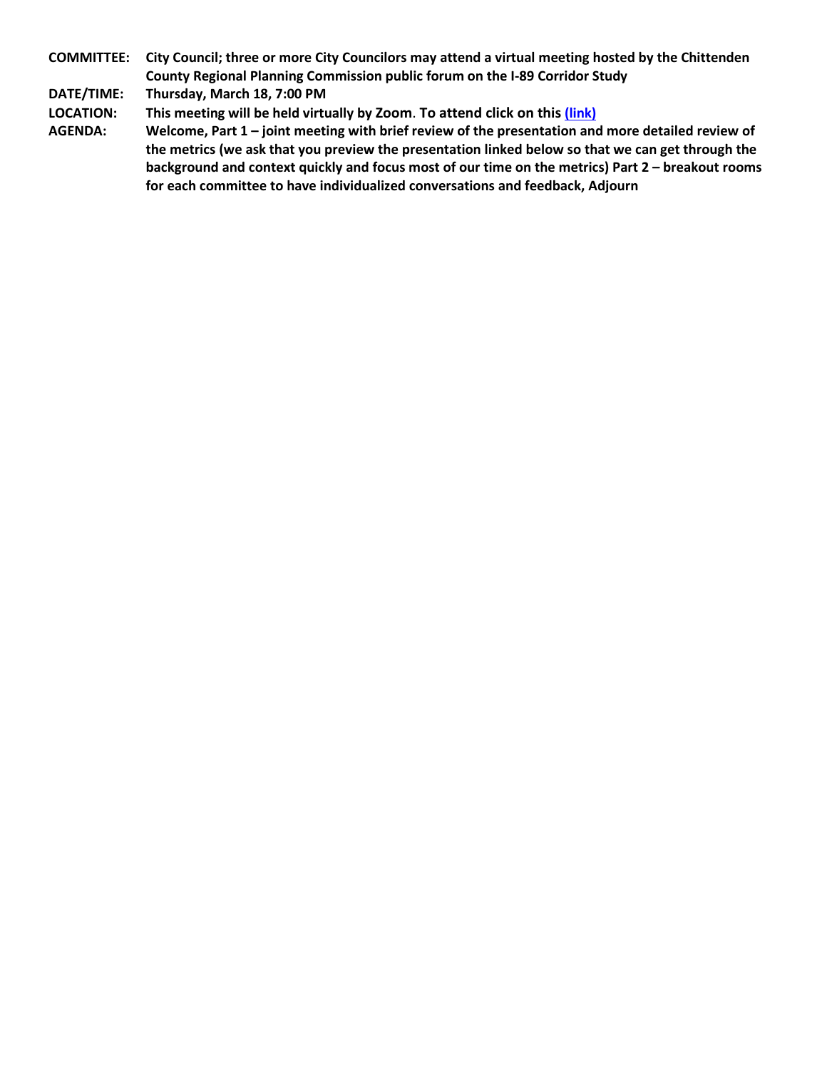**COMMITTEE:** **City Council; three or more City Councilors may attend a virtual meeting hosted by the Chittenden County Regional Planning Commission public forum on the I-89 Corridor Study**

**DATE/TIME:** **Thursday, March 18, 7:00 PM**

**LOCATION:** **This meeting will be held virtually by Zoom. To attend click on this (link)**

**AGENDA:** **Welcome, Part 1 – joint meeting with brief review of the presentation and more detailed review of the metrics (we ask that you preview the presentation linked below so that we can get through the background and context quickly and focus most of our time on the metrics) Part 2 – breakout rooms for each committee to have individualized conversations and feedback, Adjourn**